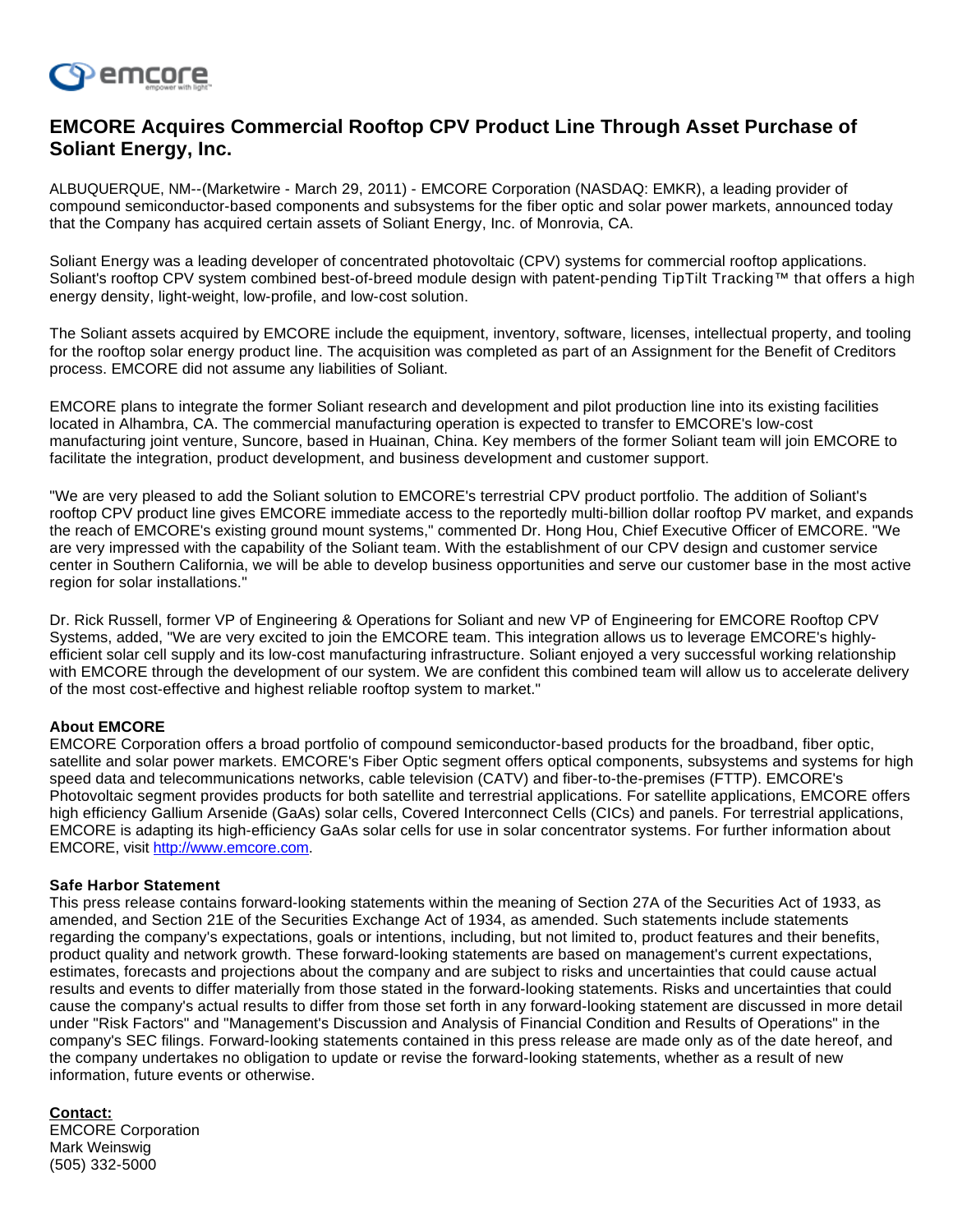# EMCORE Acquires Commercial Rooftop CPV Product Line Through Asset Purchase of Soliant Energy, Inc.

ALBUQUERQUE, NM--(Marketwire - March 29, 2011) - EMCORE Corporation (NASDAQ: EMKR), a leading provider of compound semiconductor-based components and subsystems for the fiber optic and solar power markets, announced today that the Company has acquired certain assets of Soliant Energy, Inc. of Monrovia, CA.

Soliant Energy was a leading developer of concentrated photovoltaic (CPV) systems for commercial rooftop applications. Soliant's rooftop CPV system combined best-of-breed module design with patent-pending TipTilt Tracking™ that offers a high energy density, light-weight, low-profile, and low-cost solution.

The Soliant assets acquired by EMCORE include the equipment, inventory, software, licenses, intellectual property, and tooling for the rooftop solar energy product line. The acquisition was completed as part of an Assignment for the Benefit of Creditors process. EMCORE did not assume any liabilities of Soliant.

EMCORE plans to integrate the former Soliant research and development and pilot production line into its existing facilities located in Alhambra, CA. The commercial manufacturing operation is expected to transfer to EMCORE's low-cost manufacturing joint venture, Suncore, based in Huainan, China. Key members of the former Soliant team will join EMCORE to facilitate the integration, product development, and business development and customer support.

"We are very pleased to add the Soliant solution to EMCORE's terrestrial CPV product portfolio. The addition of Soliant's rooftop CPV product line gives EMCORE immediate access to the reportedly multi-billion dollar rooftop PV market, and expands the reach of EMCORE's existing ground mount systems," commented Dr. Hong Hou, Chief Executive Officer of EMCORE. "We are very impressed with the capability of the Soliant team. With the establishment of our CPV design and customer service center in Southern California, we will be able to develop business opportunities and serve our customer base in the most active region for solar installations."

Dr. Rick Russell, former VP of Engineering & Operations for Soliant and new VP of Engineering for EMCORE Rooftop CPV Systems, added, "We are very excited to join the EMCORE team. This integration allows us to leverage EMCORE's highly-efficient solar cell supply and its low-cost manufacturing infrastructure. Soliant enjoyed a very successful working relationship with EMCORE through the development of our system. We are confident this combined team will allow us to accelerate delivery of the most cost-effective and highest reliable rooftop system to market."

**About EMCORE**

EMCORE Corporation offers a broad portfolio of compound semiconductor-based products for the broadband, fiber optic, satellite and solar power markets. EMCORE's Fiber Optic segment offers optical components, subsystems and systems for high speed data and telecommunications networks, cable television (CATV) and fiber-to-the-premises (FTTP). EMCORE's Photovoltaic segment provides products for both satellite and terrestrial applications. For satellite applications, EMCORE offers high efficiency Gallium Arsenide (GaAs) solar cells, Covered Interconnect Cells (CICs) and panels. For terrestrial applications, EMCORE is adapting its high-efficiency GaAs solar cells for use in solar concentrator systems. For further information about EMCORE, visit http://www.emcore.com.

**Safe Harbor Statement**

This press release contains forward-looking statements within the meaning of Section 27A of the Securities Act of 1933, as amended, and Section 21E of the Securities Exchange Act of 1934, as amended. Such statements include statements regarding the company's expectations, goals or intentions, including, but not limited to, product features and their benefits, product quality and network growth. These forward-looking statements are based on management's current expectations, estimates, forecasts and projections about the company and are subject to risks and uncertainties that could cause actual results and events to differ materially from those stated in the forward-looking statements. Risks and uncertainties that could cause the company's actual results to differ from those set forth in any forward-looking statement are discussed in more detail under "Risk Factors" and "Management's Discussion and Analysis of Financial Condition and Results of Operations" in the company's SEC filings. Forward-looking statements contained in this press release are made only as of the date hereof, and the company undertakes no obligation to update or revise the forward-looking statements, whether as a result of new information, future events or otherwise.

**Contact:**
EMCORE Corporation
Mark Weinswig
(505) 332-5000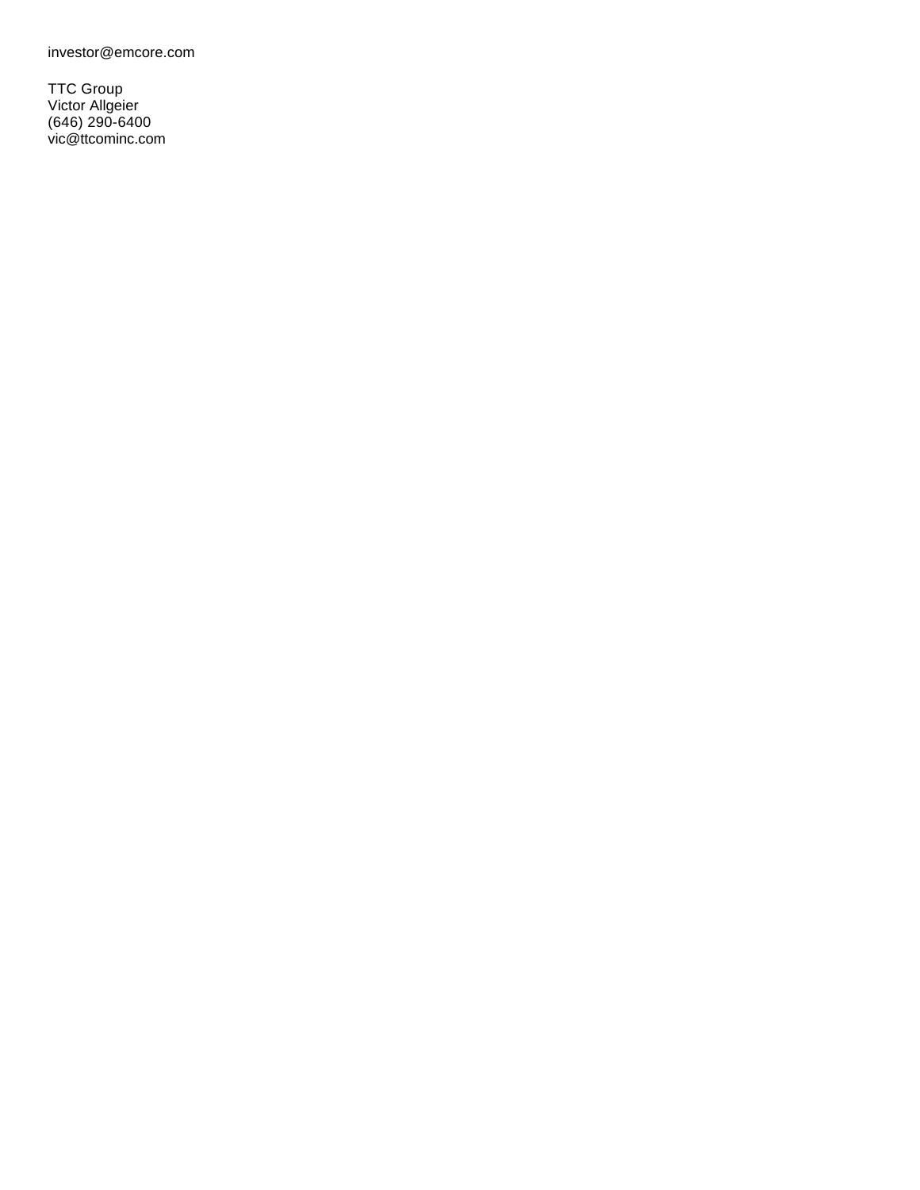investor@emcore.com

TTC Group
Victor Allgeier
(646) 290-6400
vic@ttcominc.com